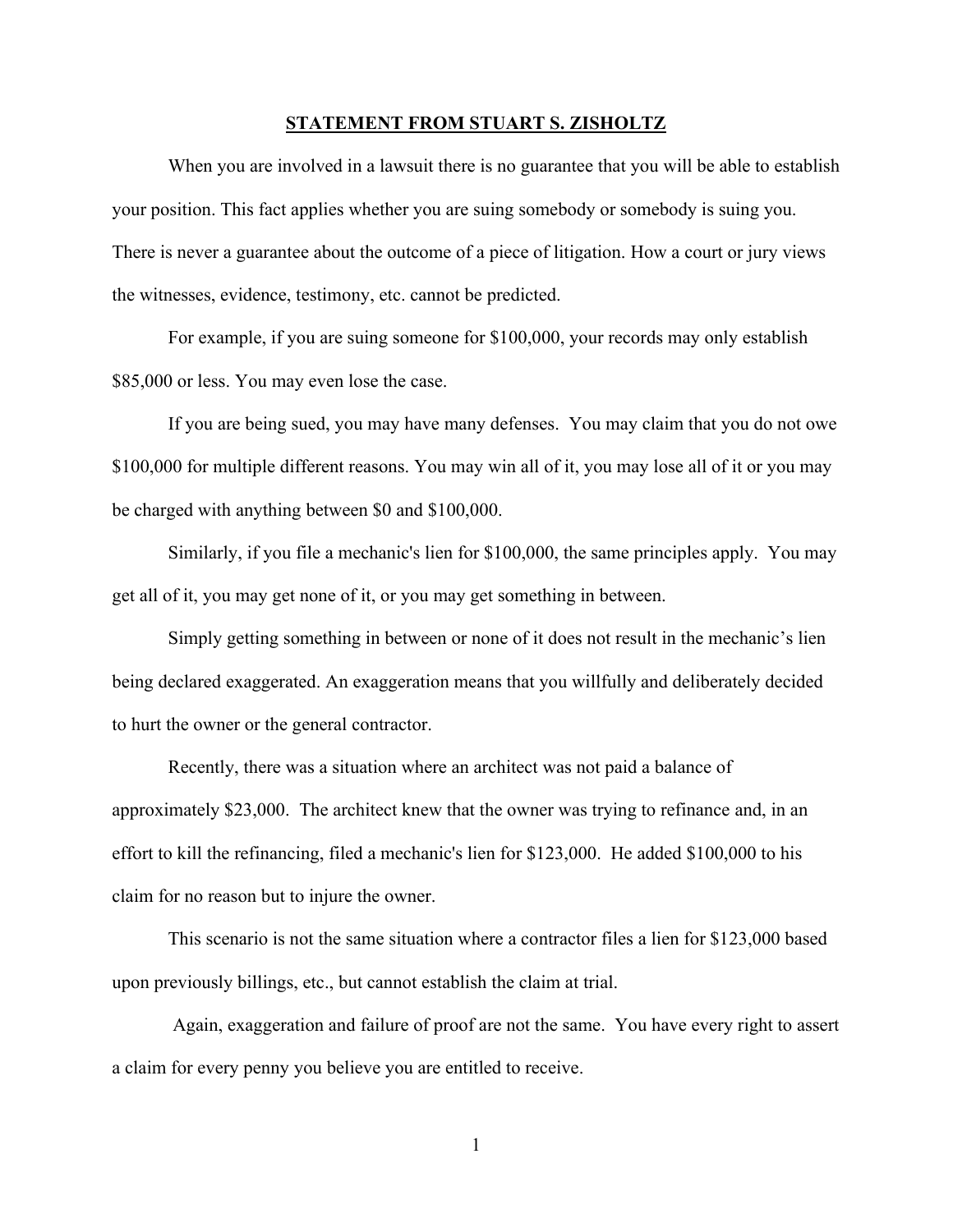## STATEMENT FROM STUART S. ZISHOLTZ

When you are involved in a lawsuit there is no guarantee that you will be able to establish your position. This fact applies whether you are suing somebody or somebody is suing you. There is never a guarantee about the outcome of a piece of litigation. How a court or jury views the witnesses, evidence, testimony, etc. cannot be predicted.

For example, if you are suing someone for $100,000, your records may only establish $85,000 or less. You may even lose the case.

If you are being sued, you may have many defenses. You may claim that you do not owe $100,000 for multiple different reasons. You may win all of it, you may lose all of it or you may be charged with anything between $0 and $100,000.

Similarly, if you file a mechanic's lien for $100,000, the same principles apply. You may get all of it, you may get none of it, or you may get something in between.

Simply getting something in between or none of it does not result in the mechanic's lien being declared exaggerated. An exaggeration means that you willfully and deliberately decided to hurt the owner or the general contractor.

Recently, there was a situation where an architect was not paid a balance of approximately $23,000. The architect knew that the owner was trying to refinance and, in an effort to kill the refinancing, filed a mechanic's lien for $123,000. He added $100,000 to his claim for no reason but to injure the owner.

This scenario is not the same situation where a contractor files a lien for $123,000 based upon previously billings, etc., but cannot establish the claim at trial.

Again, exaggeration and failure of proof are not the same. You have every right to assert a claim for every penny you believe you are entitled to receive.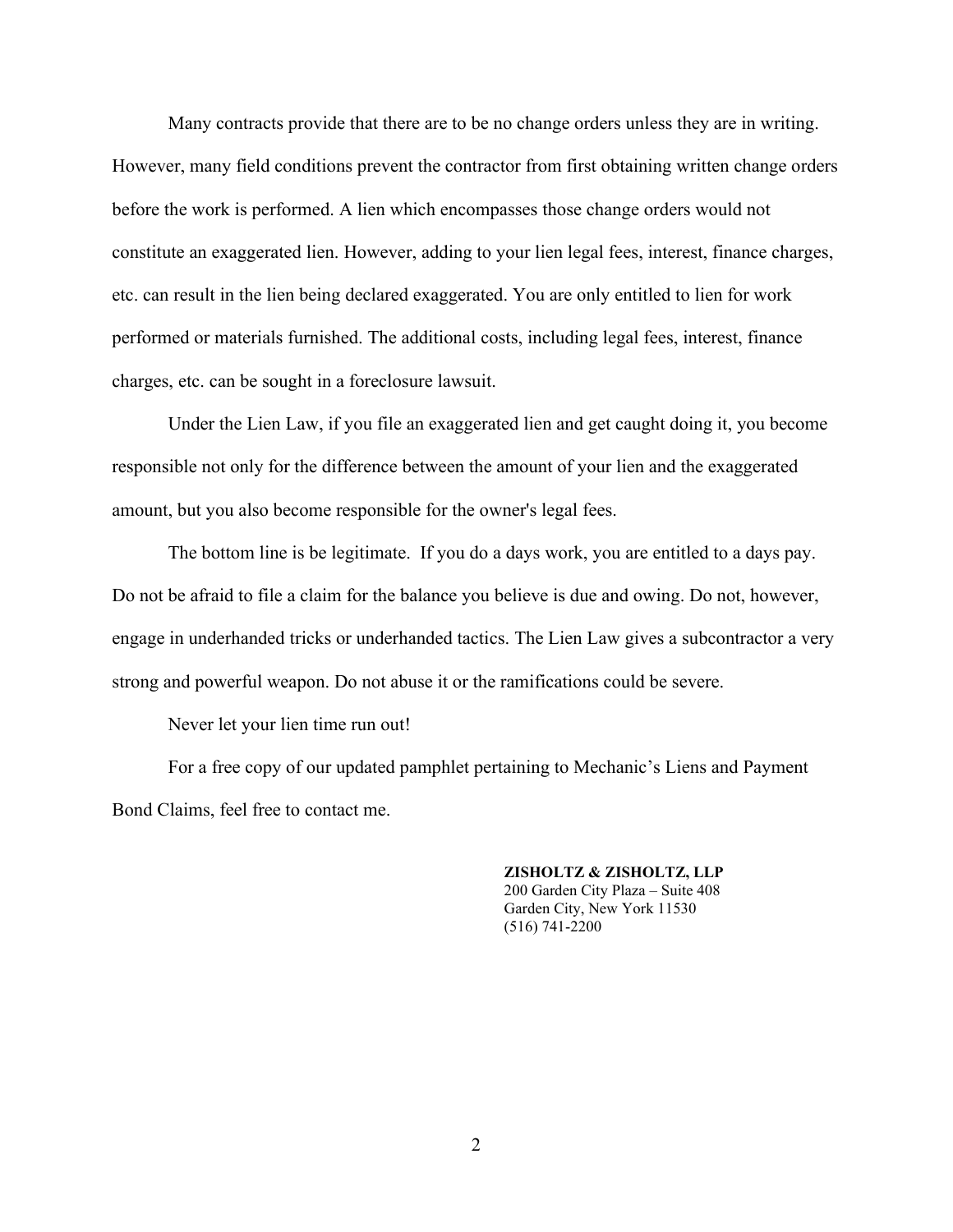Many contracts provide that there are to be no change orders unless they are in writing. However, many field conditions prevent the contractor from first obtaining written change orders before the work is performed. A lien which encompasses those change orders would not constitute an exaggerated lien. However, adding to your lien legal fees, interest, finance charges, etc. can result in the lien being declared exaggerated. You are only entitled to lien for work performed or materials furnished. The additional costs, including legal fees, interest, finance charges, etc. can be sought in a foreclosure lawsuit.

Under the Lien Law, if you file an exaggerated lien and get caught doing it, you become responsible not only for the difference between the amount of your lien and the exaggerated amount, but you also become responsible for the owner's legal fees.

The bottom line is be legitimate. If you do a days work, you are entitled to a days pay. Do not be afraid to file a claim for the balance you believe is due and owing. Do not, however, engage in underhanded tricks or underhanded tactics. The Lien Law gives a subcontractor a very strong and powerful weapon. Do not abuse it or the ramifications could be severe.

Never let your lien time run out!

For a free copy of our updated pamphlet pertaining to Mechanic's Liens and Payment Bond Claims, feel free to contact me.

**ZISHOLTZ & ZISHOLTZ, LLP**
200 Garden City Plaza – Suite 408
Garden City, New York 11530
(516) 741-2200